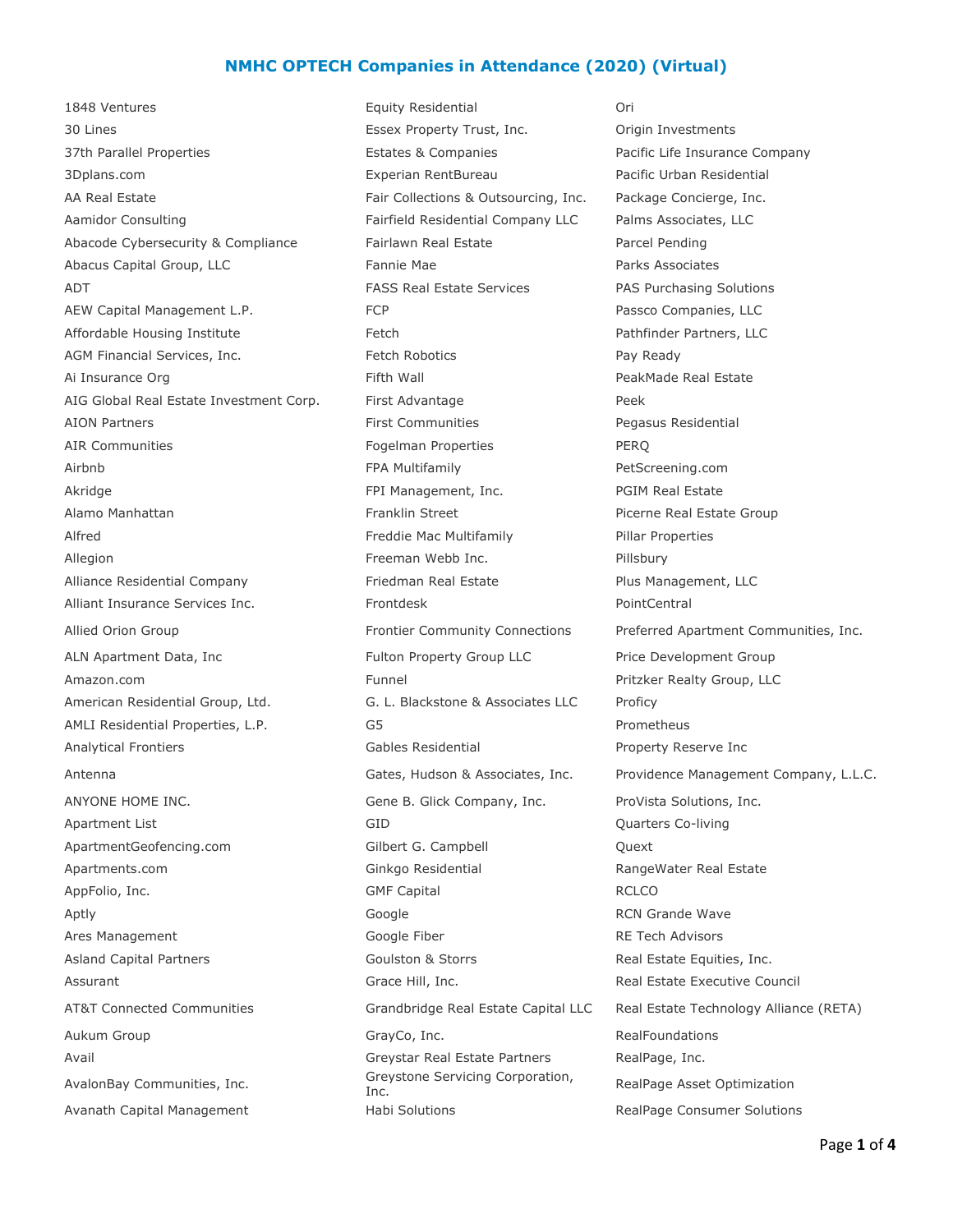# NMHC OPTECH Companies in Attendance (2020) (Virtual)

1848 Ventures
30 Lines
37th Parallel Properties
3Dplans.com
AA Real Estate
Aamidor Consulting
Abacode Cybersecurity & Compliance
Abacus Capital Group, LLC
ADT
AEW Capital Management L.P.
Affordable Housing Institute
AGM Financial Services, Inc.
Ai Insurance Org
AIG Global Real Estate Investment Corp.
AION Partners
AIR Communities
Airbnb
Akridge
Alamo Manhattan
Alfred
Allegion
Alliance Residential Company
Alliant Insurance Services Inc.
Allied Orion Group
ALN Apartment Data, Inc
Amazon.com
American Residential Group, Ltd.
AMLI Residential Properties, L.P.
Analytical Frontiers
Antenna
ANYONE HOME INC.
Apartment List
ApartmentGeofencing.com
Apartments.com
AppFolio, Inc.
Aptly
Ares Management
Asland Capital Partners
Assurant
AT&T Connected Communities
Aukum Group
Avail
AvalonBay Communities, Inc.
Avanath Capital Management
Equity Residential
Essex Property Trust, Inc.
Estates & Companies
Experian RentBureau
Fair Collections & Outsourcing, Inc.
Fairfield Residential Company LLC
Fairlawn Real Estate
Fannie Mae
FASS Real Estate Services
FCP
Fetch
Fetch Robotics
Fifth Wall
First Advantage
First Communities
Fogelman Properties
FPA Multifamily
FPI Management, Inc.
Franklin Street
Freddie Mac Multifamily
Freeman Webb Inc.
Friedman Real Estate
Frontdesk
Frontier Community Connections
Fulton Property Group LLC
Funnel
G. L. Blackstone & Associates LLC
G5
Gables Residential
Gates, Hudson & Associates, Inc.
Gene B. Glick Company, Inc.
GID
Gilbert G. Campbell
Ginkgo Residential
GMF Capital
Google
Google Fiber
Goulston & Storrs
Grace Hill, Inc.
Grandbridge Real Estate Capital LLC
GrayCo, Inc.
Greystar Real Estate Partners
Greystone Servicing Corporation, Inc.
Habi Solutions
Ori
Origin Investments
Pacific Life Insurance Company
Pacific Urban Residential
Package Concierge, Inc.
Palms Associates, LLC
Parcel Pending
Parks Associates
PAS Purchasing Solutions
Passco Companies, LLC
Pathfinder Partners, LLC
Pay Ready
PeakMade Real Estate
Peek
Pegasus Residential
PERQ
PetScreening.com
PGIM Real Estate
Picerne Real Estate Group
Pillar Properties
Pillsbury
Plus Management, LLC
PointCentral
Preferred Apartment Communities, Inc.
Price Development Group
Pritzker Realty Group, LLC
Proficy
Prometheus
Property Reserve Inc
Providence Management Company, L.L.C.
ProVista Solutions, Inc.
Quarters Co-living
Quext
RangeWater Real Estate
RCLCO
RCN Grande Wave
RE Tech Advisors
Real Estate Equities, Inc.
Real Estate Executive Council
Real Estate Technology Alliance (RETA)
RealFoundations
RealPage, Inc.
RealPage Asset Optimization
RealPage Consumer Solutions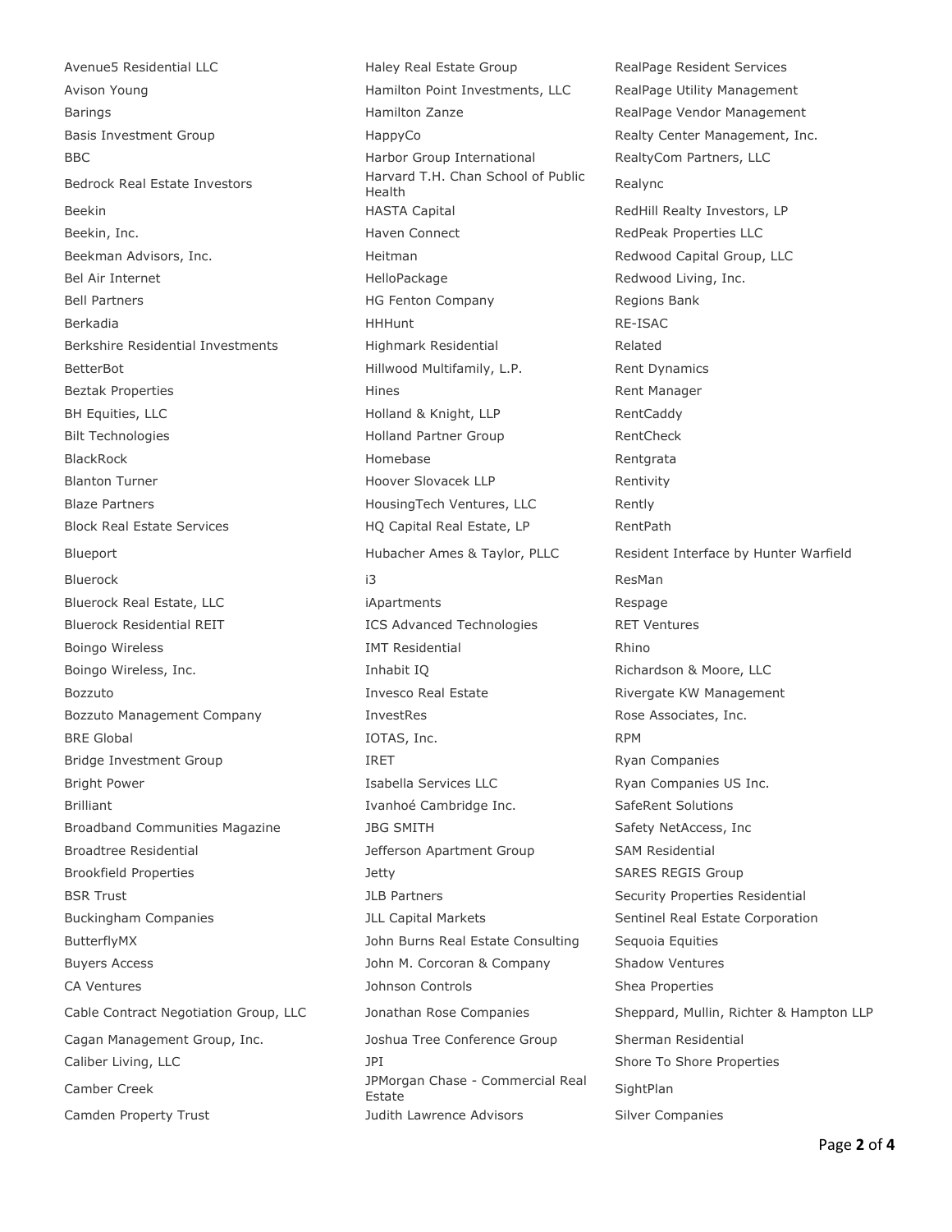Avenue5 Residential LLC
Avison Young
Barings
Basis Investment Group
BBC
Bedrock Real Estate Investors
Beekin
Beekin, Inc.
Beekman Advisors, Inc.
Bel Air Internet
Bell Partners
Berkadia
Berkshire Residential Investments
BetterBot
Beztak Properties
BH Equities, LLC
Bilt Technologies
BlackRock
Blanton Turner
Blaze Partners
Block Real Estate Services
Blueport
Bluerock
Bluerock Real Estate, LLC
Bluerock Residential REIT
Boingo Wireless
Boingo Wireless, Inc.
Bozzuto
Bozzuto Management Company
BRE Global
Bridge Investment Group
Bright Power
Brilliant
Broadband Communities Magazine
Broadtree Residential
Brookfield Properties
BSR Trust
Buckingham Companies
ButterflyMX
Buyers Access
CA Ventures
Cable Contract Negotiation Group, LLC
Cagan Management Group, Inc.
Caliber Living, LLC
Camber Creek
Camden Property Trust
Haley Real Estate Group
Hamilton Point Investments, LLC
Hamilton Zanze
HappyCo
Harbor Group International
Harvard T.H. Chan School of Public Health
HASTA Capital
Haven Connect
Heitman
HelloPackage
HG Fenton Company
HHHunt
Highmark Residential
Hillwood Multifamily, L.P.
Hines
Holland & Knight, LLP
Holland Partner Group
Homebase
Hoover Slovacek LLP
HousingTech Ventures, LLC
HQ Capital Real Estate, LP
Hubacher Ames & Taylor, PLLC
i3
iApartments
ICS Advanced Technologies
IMT Residential
Inhabit IQ
Invesco Real Estate
InvestRes
IOTAS, Inc.
IRET
Isabella Services LLC
Ivanhoé Cambridge Inc.
JBG SMITH
Jefferson Apartment Group
Jetty
JLB Partners
JLL Capital Markets
John Burns Real Estate Consulting
John M. Corcoran & Company
Johnson Controls
Jonathan Rose Companies
Joshua Tree Conference Group
JPI
JPMorgan Chase - Commercial Real Estate
Judith Lawrence Advisors
RealPage Resident Services
RealPage Utility Management
RealPage Vendor Management
Realty Center Management, Inc.
RealtyCom Partners, LLC
Realync
RedHill Realty Investors, LP
RedPeak Properties LLC
Redwood Capital Group, LLC
Redwood Living, Inc.
Regions Bank
RE-ISAC
Related
Rent Dynamics
Rent Manager
RentCaddy
RentCheck
Rentgrata
Rentivity
Rently
RentPath
Resident Interface by Hunter Warfield
ResMan
Respage
RET Ventures
Rhino
Richardson & Moore, LLC
Rivergate KW Management
Rose Associates, Inc.
RPM
Ryan Companies
Ryan Companies US Inc.
SafeRent Solutions
Safety NetAccess, Inc
SAM Residential
SARES REGIS Group
Security Properties Residential
Sentinel Real Estate Corporation
Sequoia Equities
Shadow Ventures
Shea Properties
Sheppard, Mullin, Richter & Hampton LLP
Sherman Residential
Shore To Shore Properties
SightPlan
Silver Companies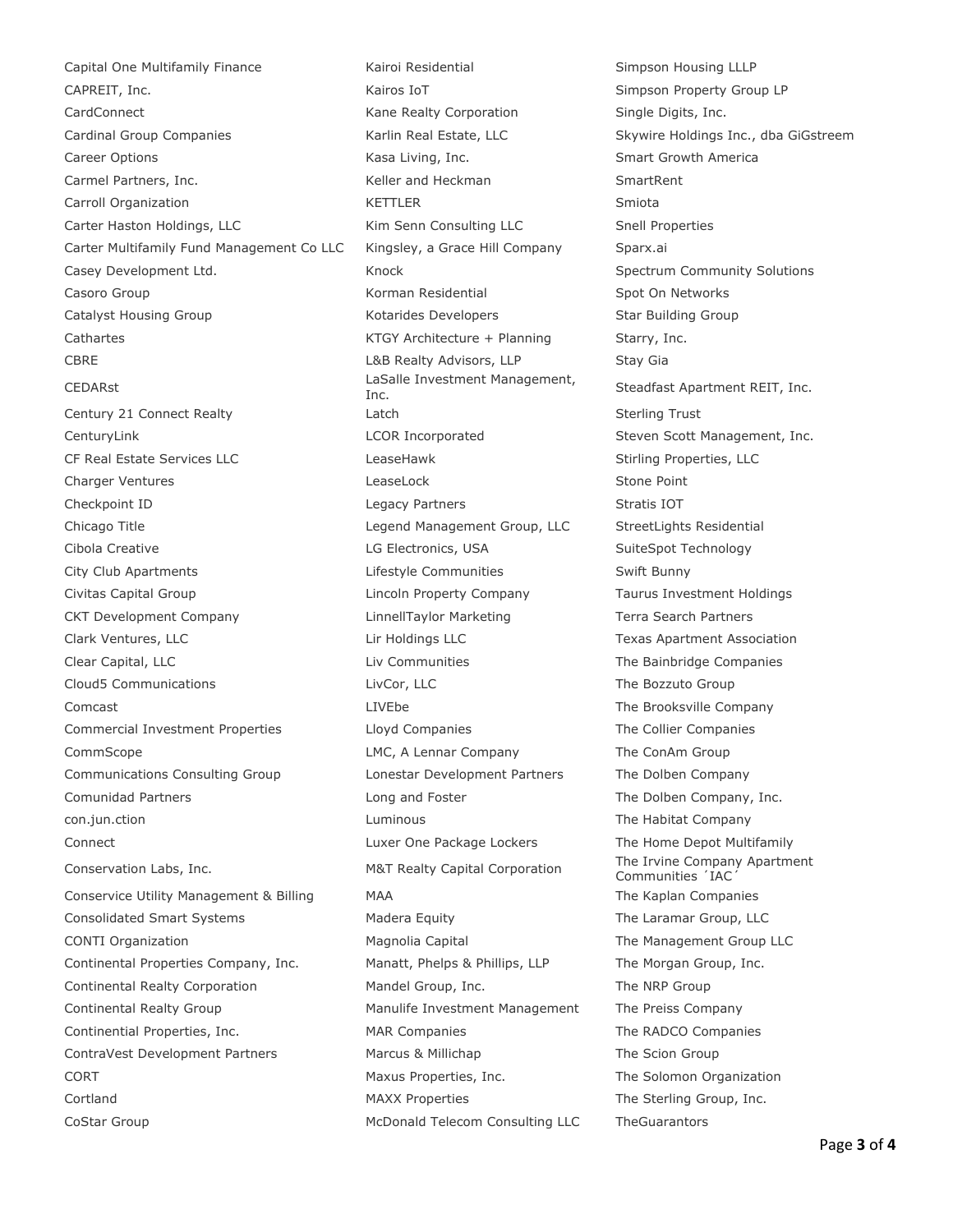Capital One Multifamily Finance
CAPREIT, Inc.
CardConnect
Cardinal Group Companies
Career Options
Carmel Partners, Inc.
Carroll Organization
Carter Haston Holdings, LLC
Carter Multifamily Fund Management Co LLC
Casey Development Ltd.
Casoro Group
Catalyst Housing Group
Cathartes
CBRE
CEDARst
Century 21 Connect Realty
CenturyLink
CF Real Estate Services LLC
Charger Ventures
Checkpoint ID
Chicago Title
Cibola Creative
City Club Apartments
Civitas Capital Group
CKT Development Company
Clark Ventures, LLC
Clear Capital, LLC
Cloud5 Communications
Comcast
Commercial Investment Properties
CommScope
Communications Consulting Group
Comunidad Partners
con.jun.ction
Connect
Conservation Labs, Inc.
Conservice Utility Management & Billing
Consolidated Smart Systems
CONTI Organization
Continental Properties Company, Inc.
Continental Realty Corporation
Continental Realty Group
Continential Properties, Inc.
ContraVest Development Partners
CORT
Cortland
CoStar Group

Kairoi Residential
Kairos IoT
Kane Realty Corporation
Karlin Real Estate, LLC
Kasa Living, Inc.
Keller and Heckman
KETTLER
Kim Senn Consulting LLC
Kingsley, a Grace Hill Company
Knock
Korman Residential
Kotarides Developers
KTGY Architecture + Planning
L&B Realty Advisors, LLP
LaSalle Investment Management, Inc.
Latch
LCOR Incorporated
LeaseHawk
LeaseLock
Legacy Partners
Legend Management Group, LLC
LG Electronics, USA
Lifestyle Communities
Lincoln Property Company
LinnellTaylor Marketing
Lir Holdings LLC
Liv Communities
LivCor, LLC
LIVEbe
Lloyd Companies
LMC, A Lennar Company
Lonestar Development Partners
Long and Foster
Luminous
Luxer One Package Lockers
M&T Realty Capital Corporation
MAA
Madera Equity
Magnolia Capital
Manatt, Phelps & Phillips, LLP
Mandel Group, Inc.
Manulife Investment Management
MAR Companies
Marcus & Millichap
Maxus Properties, Inc.
MAXX Properties
McDonald Telecom Consulting LLC

Simpson Housing LLLP
Simpson Property Group LP
Single Digits, Inc.
Skywire Holdings Inc., dba GiGstreem
Smart Growth America
SmartRent
Smiota
Snell Properties
Sparx.ai
Spectrum Community Solutions
Spot On Networks
Star Building Group
Starry, Inc.
Stay Gia
Steadfast Apartment REIT, Inc.
Sterling Trust
Steven Scott Management, Inc.
Stirling Properties, LLC
Stone Point
Stratis IOT
StreetLights Residential
SuiteSpot Technology
Swift Bunny
Taurus Investment Holdings
Terra Search Partners
Texas Apartment Association
The Bainbridge Companies
The Bozzuto Group
The Brooksville Company
The Collier Companies
The ConAm Group
The Dolben Company
The Dolben Company, Inc.
The Habitat Company
The Home Depot Multifamily
The Irvine Company Apartment Communities ´IAC´
The Kaplan Companies
The Laramar Group, LLC
The Management Group LLC
The Morgan Group, Inc.
The NRP Group
The Preiss Company
The RADCO Companies
The Scion Group
The Solomon Organization
The Sterling Group, Inc.
TheGuarantors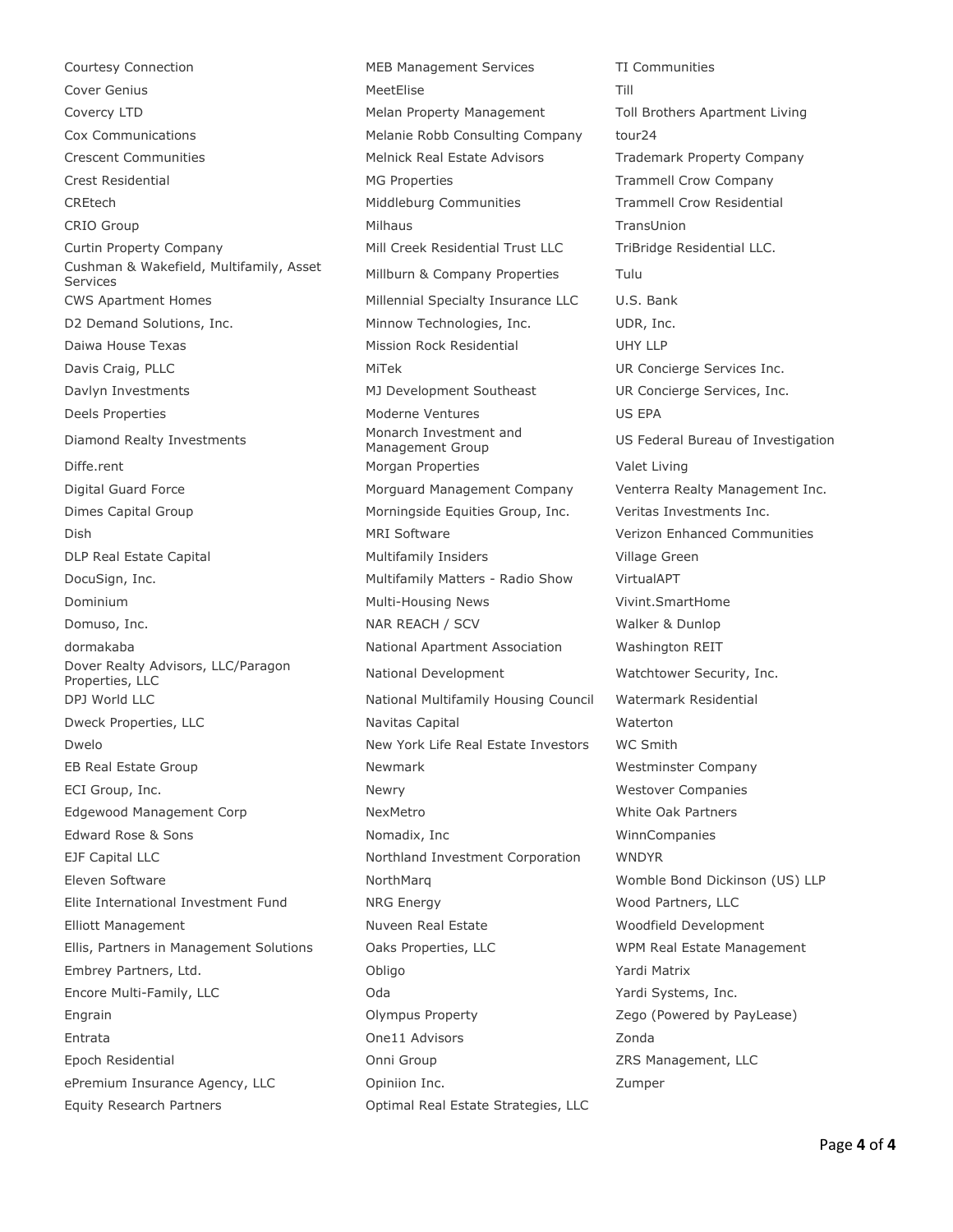Courtesy Connection
Cover Genius
Covercy LTD
Cox Communications
Crescent Communities
Crest Residential
CREtech
CRIO Group
Curtin Property Company
Cushman & Wakefield, Multifamily, Asset Services
CWS Apartment Homes
D2 Demand Solutions, Inc.
Daiwa House Texas
Davis Craig, PLLC
Davlyn Investments
Deels Properties
Diamond Realty Investments
Diffe.rent
Digital Guard Force
Dimes Capital Group
Dish
DLP Real Estate Capital
DocuSign, Inc.
Dominium
Domuso, Inc.
dormakaba
Dover Realty Advisors, LLC/Paragon Properties, LLC
DPJ World LLC
Dweck Properties, LLC
Dwelo
EB Real Estate Group
ECI Group, Inc.
Edgewood Management Corp
Edward Rose & Sons
EJF Capital LLC
Eleven Software
Elite International Investment Fund
Elliott Management
Ellis, Partners in Management Solutions
Embrey Partners, Ltd.
Encore Multi-Family, LLC
Engrain
Entrata
Epoch Residential
ePremium Insurance Agency, LLC
Equity Research Partners
MEB Management Services
MeetElise
Melan Property Management
Melanie Robb Consulting Company
Melnick Real Estate Advisors
MG Properties
Middleburg Communities
Milhaus
Mill Creek Residential Trust LLC
Millburn & Company Properties
Millennial Specialty Insurance LLC
Minnow Technologies, Inc.
Mission Rock Residential
MiTek
MJ Development Southeast
Moderne Ventures
Monarch Investment and Management Group
Morgan Properties
Morguard Management Company
Morningside Equities Group, Inc.
MRI Software
Multifamily Insiders
Multifamily Matters - Radio Show
Multi-Housing News
NAR REACH / SCV
National Apartment Association
National Development
National Multifamily Housing Council
Navitas Capital
New York Life Real Estate Investors
Newmark
Newry
NexMetro
Nomadix, Inc
Northland Investment Corporation
NorthMarq
NRG Energy
Nuveen Real Estate
Oaks Properties, LLC
Obligo
Oda
Olympus Property
One11 Advisors
Onni Group
Opiniion Inc.
Optimal Real Estate Strategies, LLC
TI Communities
Till
Toll Brothers Apartment Living
tour24
Trademark Property Company
Trammell Crow Company
Trammell Crow Residential
TransUnion
TriBridge Residential LLC.
Tulu
U.S. Bank
UDR, Inc.
UHY LLP
UR Concierge Services Inc.
UR Concierge Services, Inc.
US EPA
US Federal Bureau of Investigation
Valet Living
Venterra Realty Management Inc.
Veritas Investments Inc.
Verizon Enhanced Communities
Village Green
VirtualAPT
Vivint.SmartHome
Walker & Dunlop
Washington REIT
Watchtower Security, Inc.
Watermark Residential
Waterton
WC Smith
Westminster Company
Westover Companies
White Oak Partners
WinnCompanies
WNDYR
Womble Bond Dickinson (US) LLP
Wood Partners, LLC
Woodfield Development
WPM Real Estate Management
Yardi Matrix
Yardi Systems, Inc.
Zego (Powered by PayLease)
Zonda
ZRS Management, LLC
Zumper